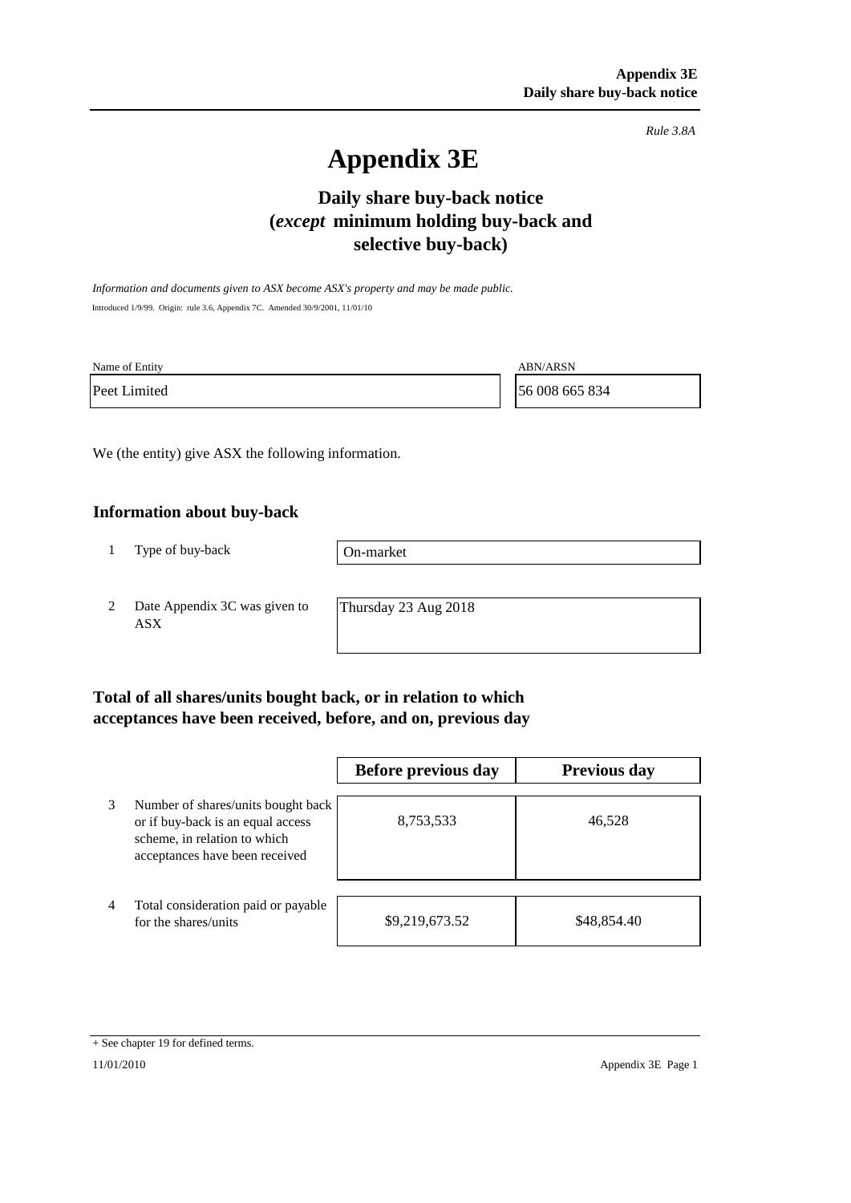*Rule 3.8A*

# Appendix 3E

## Daily share buy-back notice (*except* minimum holding buy-back and selective buy-back)

*Information and documents given to ASX become ASX's property and may be made public.*

Introduced 1/9/99. Origin: rule 3.6, Appendix 7C. Amended 30/9/2001, 11/01/10

| Name of Entity | ABN/ARSN |
|---|---|
| Peet Limited | 56 008 665 834 |

We (the entity) give ASX the following information.

### Information about buy-back

| | | |
|---|---|---|
| 1 | Type of buy-back | On-market |
| 2 | Date Appendix 3C was given to ASX | Thursday 23 Aug 2018 |

### Total of all shares/units bought back, or in relation to which acceptances have been received, before, and on, previous day

| | | Before previous day | Previous day |
|---|---|---|---|
| 3 | Number of shares/units bought back or if buy-back is an equal access scheme, in relation to which acceptances have been received | 8,753,533 | 46,528 |
| 4 | Total consideration paid or payable for the shares/units | $9,219,673.52 | $48,854.40 |

+ See chapter 19 for defined terms.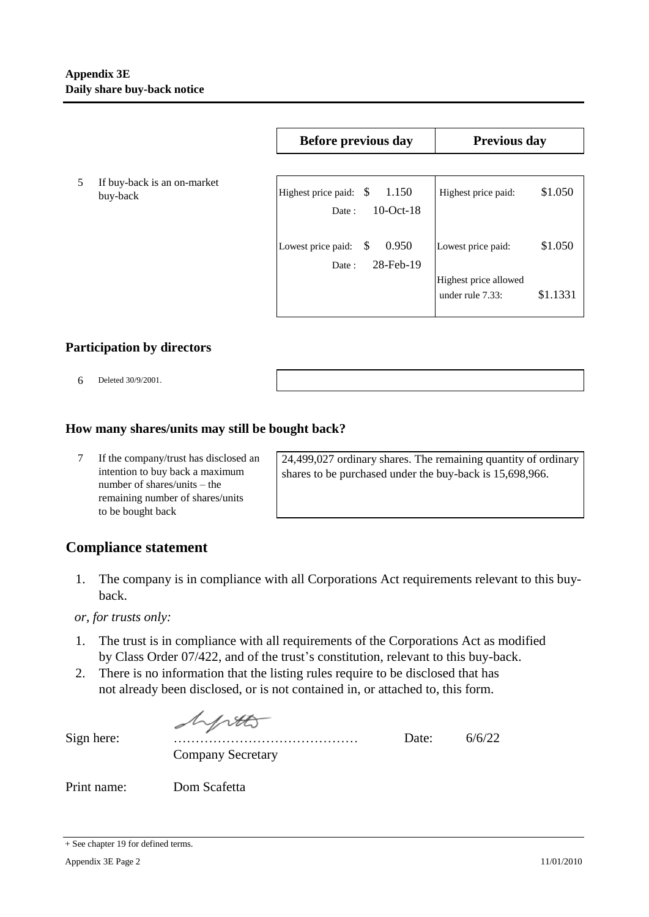**Appendix 3E**
**Daily share buy-back notice**

| | | Before previous day | Previous day |
|---|---|---|---|
| 5 | If buy-back is an on-market buy-back | Highest price paid: $ 1.150<br>Date : 10-Oct-18<br><br>Lowest price paid: $ 0.950<br>Date : 28-Feb-19 | Highest price paid: $1.050<br><br>Lowest price paid: $1.050<br><br>Highest price allowed under rule 7.33: $1.1331 |

## Participation by directors

| | | |
|---|---|---|
| 6 | Deleted 30/9/2001. | |

## How many shares/units may still be bought back?

| | | |
|---|---|---|
| 7 | If the company/trust has disclosed an intention to buy back a maximum number of shares/units – the remaining number of shares/units to be bought back | 24,499,027 ordinary shares. The remaining quantity of ordinary shares to be purchased under the buy-back is 15,698,966. |

## Compliance statement

1. The company is in compliance with all Corporations Act requirements relevant to this buy-back.

*or, for trusts only:*

1. The trust is in compliance with all requirements of the Corporations Act as modified by Class Order 07/422, and of the trust's constitution, relevant to this buy-back.
2. There is no information that the listing rules require to be disclosed that has not already been disclosed, or is not contained in, or attached to, this form.

Sign here: ……………………………………… Date: 6/6/22
Company Secretary

Print name: Dom Scafetta

+ See chapter 19 for defined terms.